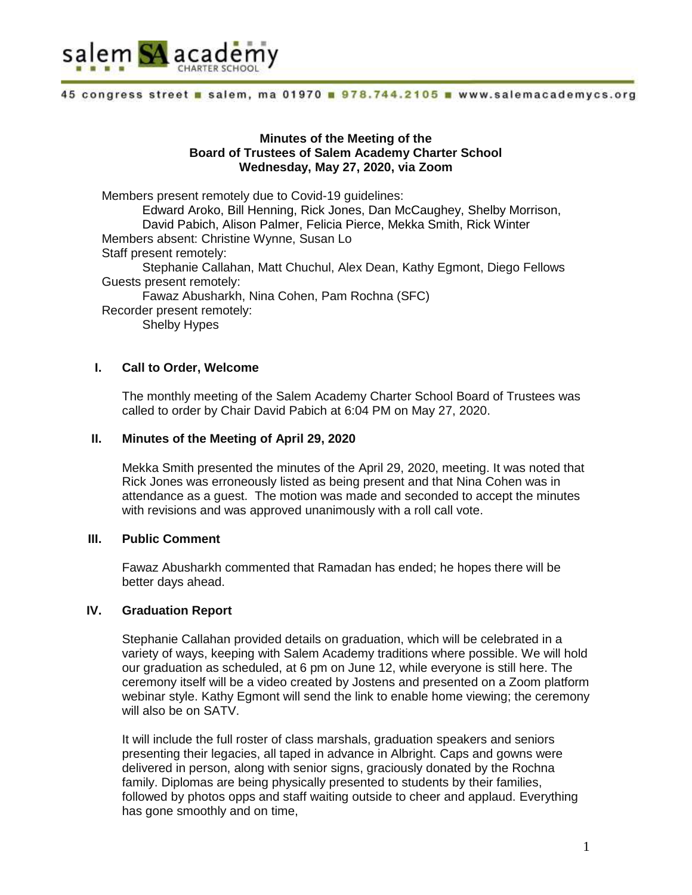salem SA academy CHARTER SCHOOL

45 congress street ■ salem, ma 01970 ■ 978.744.2105 ■ www.salemacademycs.org

**Minutes of the Meeting of the**
**Board of Trustees of Salem Academy Charter School**
**Wednesday, May 27, 2020, via Zoom**

Members present remotely due to Covid-19 guidelines:
Edward Aroko, Bill Henning, Rick Jones, Dan McCaughey, Shelby Morrison, David Pabich, Alison Palmer, Felicia Pierce, Mekka Smith, Rick Winter

Members absent: Christine Wynne, Susan Lo

Staff present remotely:
Stephanie Callahan, Matt Chuchul, Alex Dean, Kathy Egmont, Diego Fellows

Guests present remotely:
Fawaz Abusharkh, Nina Cohen, Pam Rochna (SFC)

Recorder present remotely:
Shelby Hypes

## I. Call to Order, Welcome

The monthly meeting of the Salem Academy Charter School Board of Trustees was called to order by Chair David Pabich at 6:04 PM on May 27, 2020.

## II. Minutes of the Meeting of April 29, 2020

Mekka Smith presented the minutes of the April 29, 2020, meeting. It was noted that Rick Jones was erroneously listed as being present and that Nina Cohen was in attendance as a guest. The motion was made and seconded to accept the minutes with revisions and was approved unanimously with a roll call vote.

## III. Public Comment

Fawaz Abusharkh commented that Ramadan has ended; he hopes there will be better days ahead.

## IV. Graduation Report

Stephanie Callahan provided details on graduation, which will be celebrated in a variety of ways, keeping with Salem Academy traditions where possible. We will hold our graduation as scheduled, at 6 pm on June 12, while everyone is still here. The ceremony itself will be a video created by Jostens and presented on a Zoom platform webinar style. Kathy Egmont will send the link to enable home viewing; the ceremony will also be on SATV.

It will include the full roster of class marshals, graduation speakers and seniors presenting their legacies, all taped in advance in Albright. Caps and gowns were delivered in person, along with senior signs, graciously donated by the Rochna family. Diplomas are being physically presented to students by their families, followed by photos opps and staff waiting outside to cheer and applaud. Everything has gone smoothly and on time,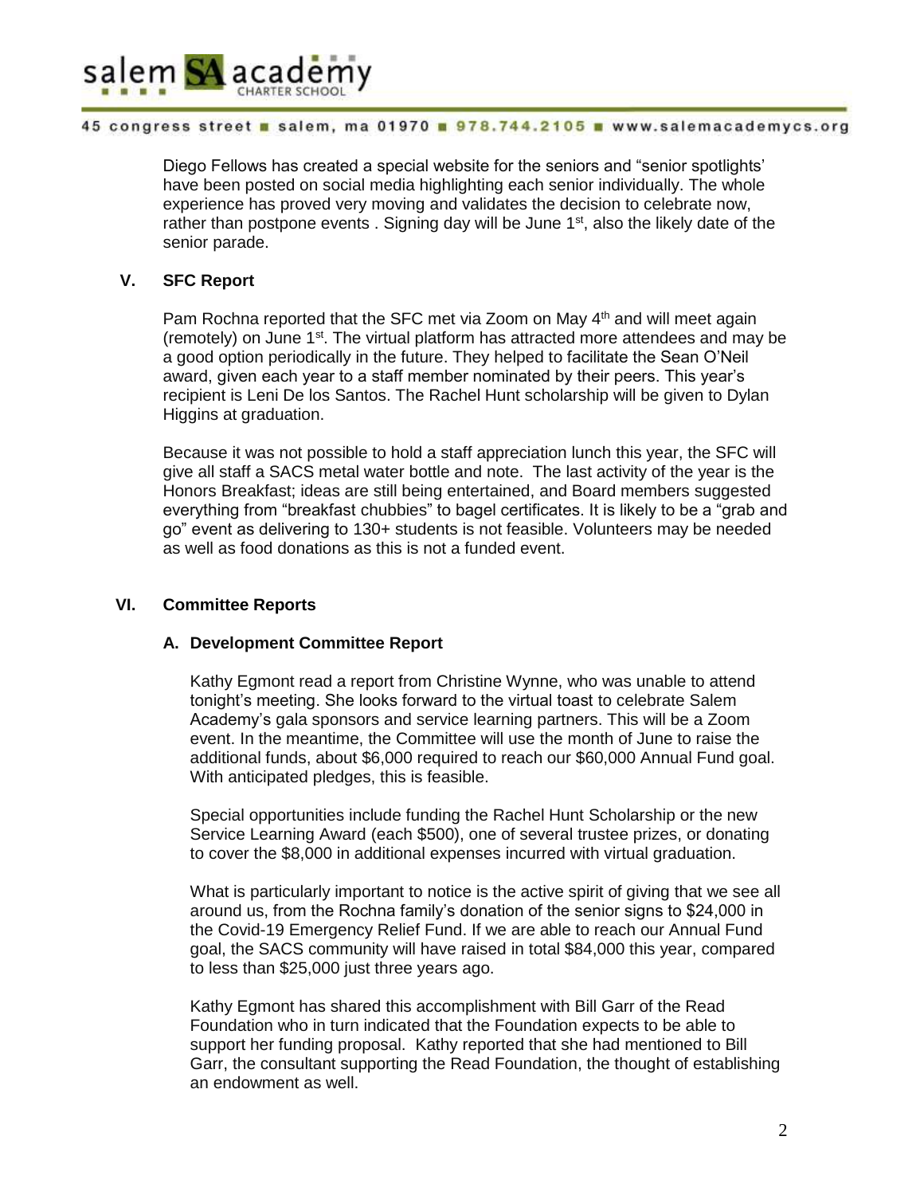Diego Fellows has created a special website for the seniors and "senior spotlights' have been posted on social media highlighting each senior individually. The whole experience has proved very moving and validates the decision to celebrate now, rather than postpone events . Signing day will be June 1st, also the likely date of the senior parade.

## V. SFC Report

Pam Rochna reported that the SFC met via Zoom on May 4th and will meet again (remotely) on June 1st. The virtual platform has attracted more attendees and may be a good option periodically in the future. They helped to facilitate the Sean O'Neil award, given each year to a staff member nominated by their peers. This year's recipient is Leni De los Santos. The Rachel Hunt scholarship will be given to Dylan Higgins at graduation.

Because it was not possible to hold a staff appreciation lunch this year, the SFC will give all staff a SACS metal water bottle and note. The last activity of the year is the Honors Breakfast; ideas are still being entertained, and Board members suggested everything from "breakfast chubbies" to bagel certificates. It is likely to be a "grab and go" event as delivering to 130+ students is not feasible. Volunteers may be needed as well as food donations as this is not a funded event.

## VI. Committee Reports

### A. Development Committee Report

Kathy Egmont read a report from Christine Wynne, who was unable to attend tonight's meeting. She looks forward to the virtual toast to celebrate Salem Academy's gala sponsors and service learning partners. This will be a Zoom event. In the meantime, the Committee will use the month of June to raise the additional funds, about $6,000 required to reach our $60,000 Annual Fund goal. With anticipated pledges, this is feasible.

Special opportunities include funding the Rachel Hunt Scholarship or the new Service Learning Award (each $500), one of several trustee prizes, or donating to cover the $8,000 in additional expenses incurred with virtual graduation.

What is particularly important to notice is the active spirit of giving that we see all around us, from the Rochna family's donation of the senior signs to $24,000 in the Covid-19 Emergency Relief Fund. If we are able to reach our Annual Fund goal, the SACS community will have raised in total $84,000 this year, compared to less than $25,000 just three years ago.

Kathy Egmont has shared this accomplishment with Bill Garr of the Read Foundation who in turn indicated that the Foundation expects to be able to support her funding proposal. Kathy reported that she had mentioned to Bill Garr, the consultant supporting the Read Foundation, the thought of establishing an endowment as well.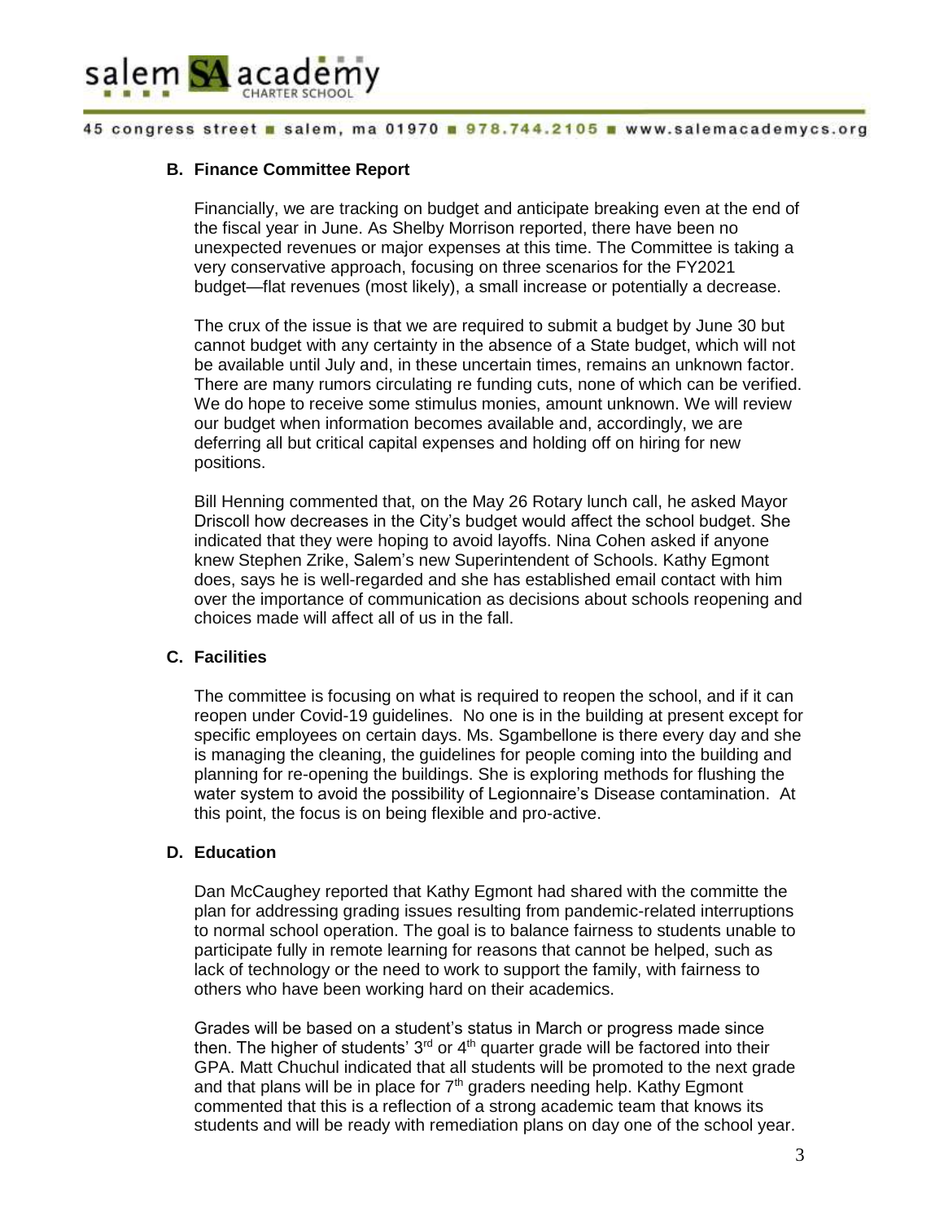### B. Finance Committee Report

Financially, we are tracking on budget and anticipate breaking even at the end of the fiscal year in June. As Shelby Morrison reported, there have been no unexpected revenues or major expenses at this time. The Committee is taking a very conservative approach, focusing on three scenarios for the FY2021 budget—flat revenues (most likely), a small increase or potentially a decrease.

The crux of the issue is that we are required to submit a budget by June 30 but cannot budget with any certainty in the absence of a State budget, which will not be available until July and, in these uncertain times, remains an unknown factor. There are many rumors circulating re funding cuts, none of which can be verified. We do hope to receive some stimulus monies, amount unknown. We will review our budget when information becomes available and, accordingly, we are deferring all but critical capital expenses and holding off on hiring for new positions.

Bill Henning commented that, on the May 26 Rotary lunch call, he asked Mayor Driscoll how decreases in the City's budget would affect the school budget. She indicated that they were hoping to avoid layoffs. Nina Cohen asked if anyone knew Stephen Zrike, Salem's new Superintendent of Schools. Kathy Egmont does, says he is well-regarded and she has established email contact with him over the importance of communication as decisions about schools reopening and choices made will affect all of us in the fall.

### C. Facilities

The committee is focusing on what is required to reopen the school, and if it can reopen under Covid-19 guidelines. No one is in the building at present except for specific employees on certain days. Ms. Sgambellone is there every day and she is managing the cleaning, the guidelines for people coming into the building and planning for re-opening the buildings. She is exploring methods for flushing the water system to avoid the possibility of Legionnaire's Disease contamination. At this point, the focus is on being flexible and pro-active.

### D. Education

Dan McCaughey reported that Kathy Egmont had shared with the committe the plan for addressing grading issues resulting from pandemic-related interruptions to normal school operation. The goal is to balance fairness to students unable to participate fully in remote learning for reasons that cannot be helped, such as lack of technology or the need to work to support the family, with fairness to others who have been working hard on their academics.

Grades will be based on a student's status in March or progress made since then. The higher of students' 3rd or 4th quarter grade will be factored into their GPA. Matt Chuchul indicated that all students will be promoted to the next grade and that plans will be in place for 7th graders needing help. Kathy Egmont commented that this is a reflection of a strong academic team that knows its students and will be ready with remediation plans on day one of the school year.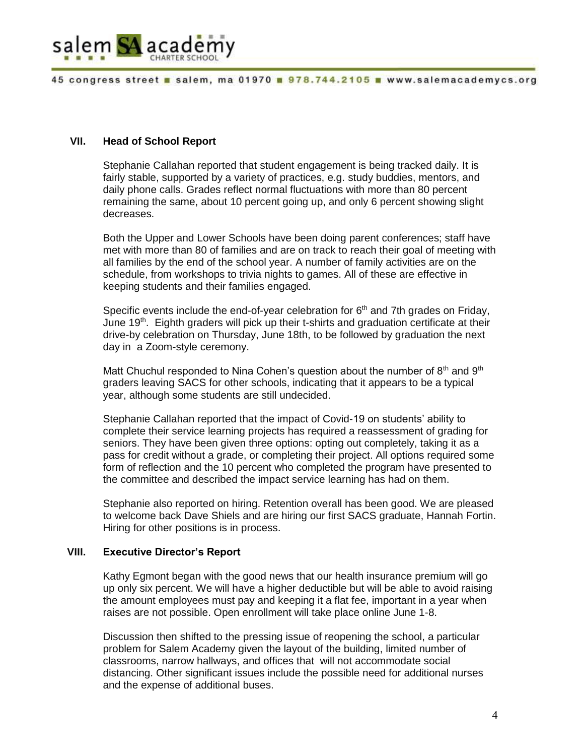## VII. Head of School Report

Stephanie Callahan reported that student engagement is being tracked daily. It is fairly stable, supported by a variety of practices, e.g. study buddies, mentors, and daily phone calls. Grades reflect normal fluctuations with more than 80 percent remaining the same, about 10 percent going up, and only 6 percent showing slight decreases.

Both the Upper and Lower Schools have been doing parent conferences; staff have met with more than 80 of families and are on track to reach their goal of meeting with all families by the end of the school year. A number of family activities are on the schedule, from workshops to trivia nights to games. All of these are effective in keeping students and their families engaged.

Specific events include the end-of-year celebration for 6th and 7th grades on Friday, June 19th. Eighth graders will pick up their t-shirts and graduation certificate at their drive-by celebration on Thursday, June 18th, to be followed by graduation the next day in a Zoom-style ceremony.

Matt Chuchul responded to Nina Cohen's question about the number of 8th and 9th graders leaving SACS for other schools, indicating that it appears to be a typical year, although some students are still undecided.

Stephanie Callahan reported that the impact of Covid-19 on students' ability to complete their service learning projects has required a reassessment of grading for seniors. They have been given three options: opting out completely, taking it as a pass for credit without a grade, or completing their project. All options required some form of reflection and the 10 percent who completed the program have presented to the committee and described the impact service learning has had on them.

Stephanie also reported on hiring. Retention overall has been good. We are pleased to welcome back Dave Shiels and are hiring our first SACS graduate, Hannah Fortin. Hiring for other positions is in process.

## VIII. Executive Director's Report

Kathy Egmont began with the good news that our health insurance premium will go up only six percent. We will have a higher deductible but will be able to avoid raising the amount employees must pay and keeping it a flat fee, important in a year when raises are not possible. Open enrollment will take place online June 1-8.

Discussion then shifted to the pressing issue of reopening the school, a particular problem for Salem Academy given the layout of the building, limited number of classrooms, narrow hallways, and offices that will not accommodate social distancing. Other significant issues include the possible need for additional nurses and the expense of additional buses.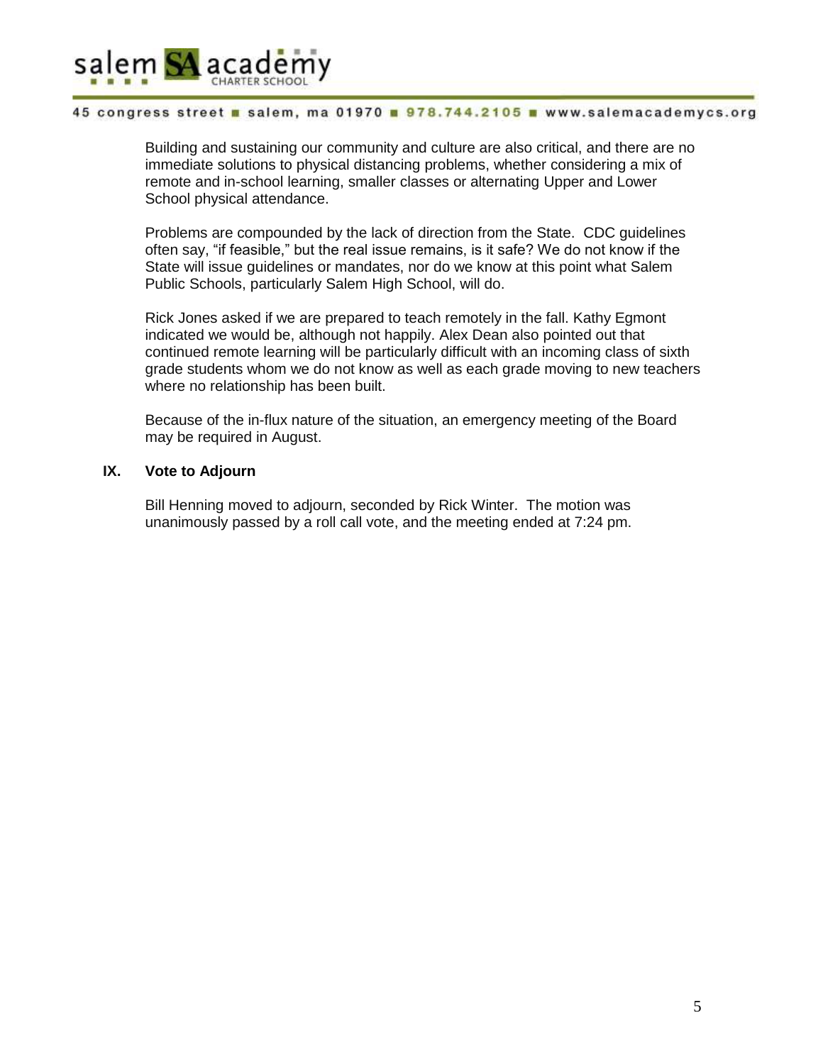Building and sustaining our community and culture are also critical, and there are no immediate solutions to physical distancing problems, whether considering a mix of remote and in-school learning, smaller classes or alternating Upper and Lower School physical attendance.

Problems are compounded by the lack of direction from the State. CDC guidelines often say, “if feasible,” but the real issue remains, is it safe? We do not know if the State will issue guidelines or mandates, nor do we know at this point what Salem Public Schools, particularly Salem High School, will do.

Rick Jones asked if we are prepared to teach remotely in the fall. Kathy Egmont indicated we would be, although not happily. Alex Dean also pointed out that continued remote learning will be particularly difficult with an incoming class of sixth grade students whom we do not know as well as each grade moving to new teachers where no relationship has been built.

Because of the in-flux nature of the situation, an emergency meeting of the Board may be required in August.

## IX. Vote to Adjourn

Bill Henning moved to adjourn, seconded by Rick Winter. The motion was unanimously passed by a roll call vote, and the meeting ended at 7:24 pm.